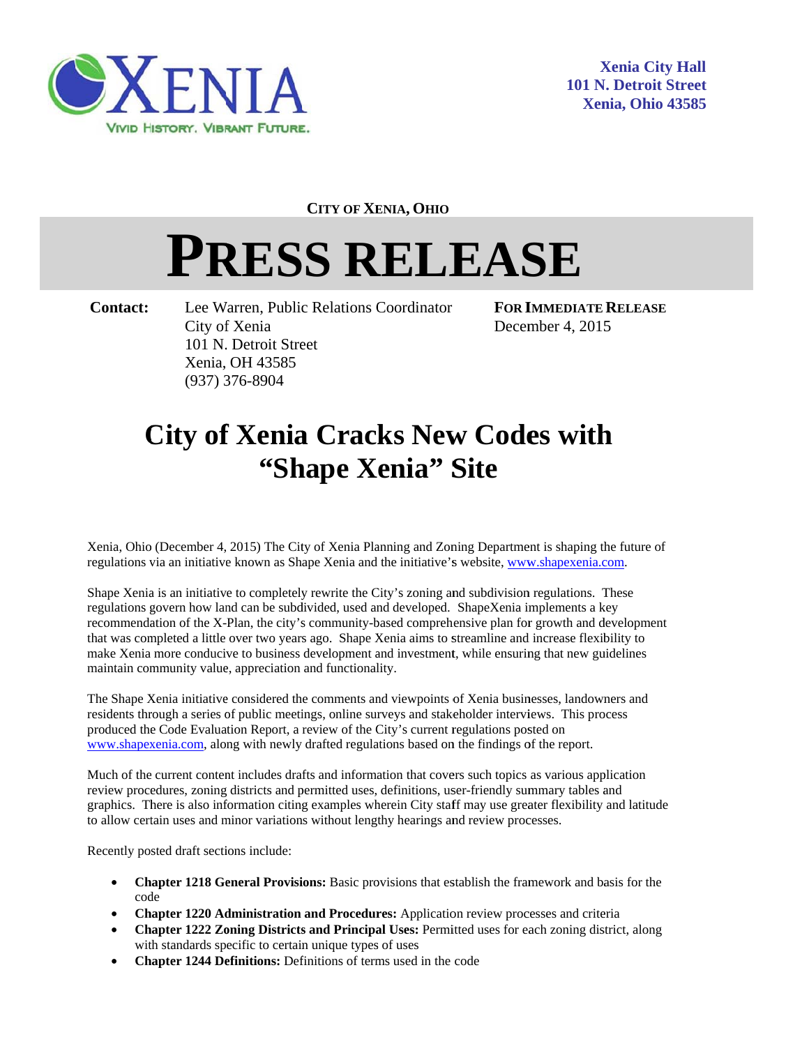XENIA

VIVID HISTORY. VIBRANT FUTURE.

**Xenia City Hall**
**101 N. Detroit Street**
**Xenia, Ohio 43585**

**CITY OF XENIA, OHIO**

# PRESS RELEASE

**Contact:** Lee Warren, Public Relations Coordinator
City of Xenia
101 N. Detroit Street
Xenia, OH 43585
(937) 376-8904

**FOR IMMEDIATE RELEASE**
December 4, 2015

## City of Xenia Cracks New Codes with "Shape Xenia" Site

Xenia, Ohio (December 4, 2015) The City of Xenia Planning and Zoning Department is shaping the future of regulations via an initiative known as Shape Xenia and the initiative's website, www.shapexenia.com.

Shape Xenia is an initiative to completely rewrite the City's zoning and subdivision regulations. These regulations govern how land can be subdivided, used and developed. ShapeXenia implements a key recommendation of the X-Plan, the city's community-based comprehensive plan for growth and development that was completed a little over two years ago. Shape Xenia aims to streamline and increase flexibility to make Xenia more conducive to business development and investment, while ensuring that new guidelines maintain community value, appreciation and functionality.

The Shape Xenia initiative considered the comments and viewpoints of Xenia businesses, landowners and residents through a series of public meetings, online surveys and stakeholder interviews. This process produced the Code Evaluation Report, a review of the City's current regulations posted on www.shapexenia.com, along with newly drafted regulations based on the findings of the report.

Much of the current content includes drafts and information that covers such topics as various application review procedures, zoning districts and permitted uses, definitions, user-friendly summary tables and graphics. There is also information citing examples wherein City staff may use greater flexibility and latitude to allow certain uses and minor variations without lengthy hearings and review processes.

Recently posted draft sections include:

- **Chapter 1218 General Provisions:** Basic provisions that establish the framework and basis for the code
- **Chapter 1220 Administration and Procedures:** Application review processes and criteria
- **Chapter 1222 Zoning Districts and Principal Uses:** Permitted uses for each zoning district, along with standards specific to certain unique types of uses
- **Chapter 1244 Definitions:** Definitions of terms used in the code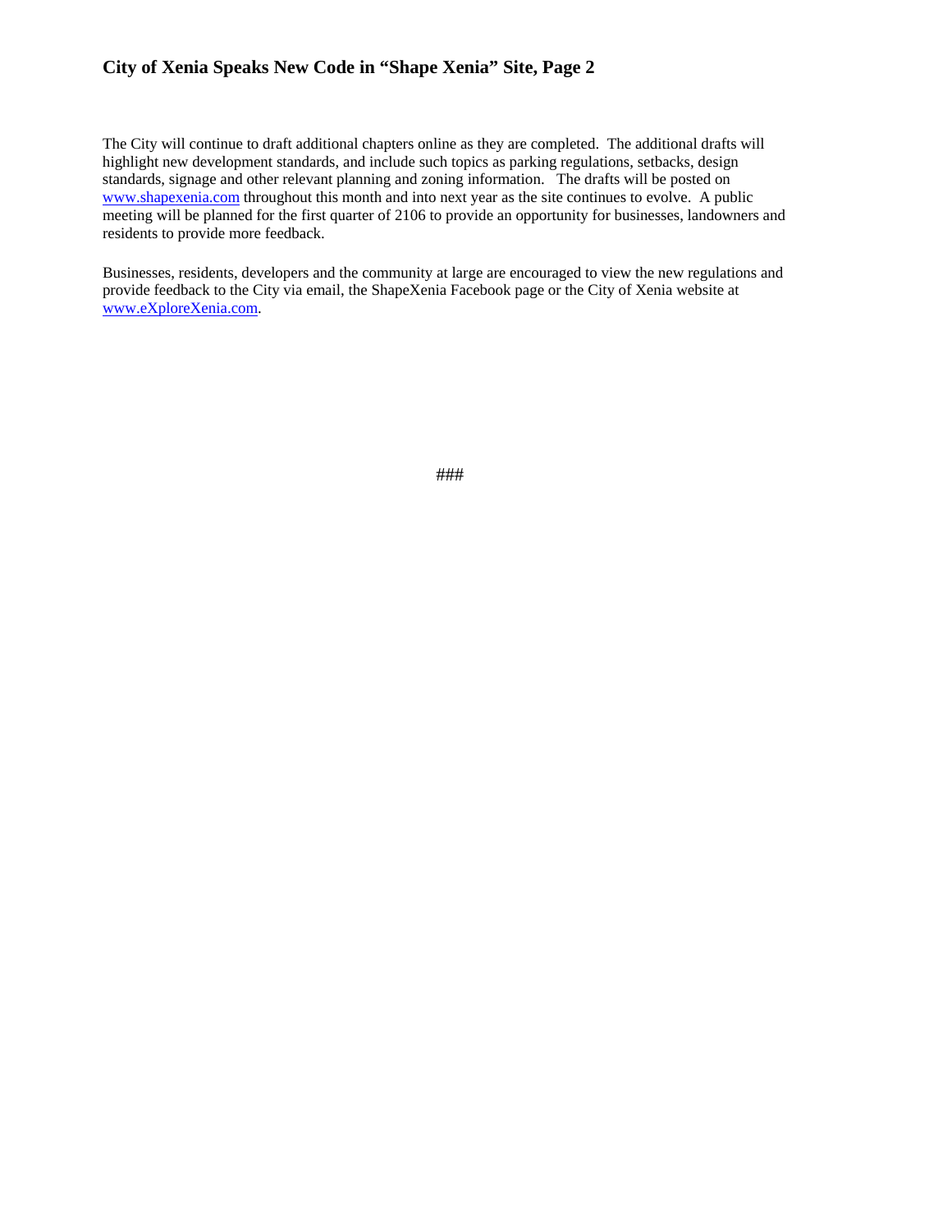# City of Xenia Speaks New Code in "Shape Xenia" Site, Page 2

The City will continue to draft additional chapters online as they are completed. The additional drafts will highlight new development standards, and include such topics as parking regulations, setbacks, design standards, signage and other relevant planning and zoning information. The drafts will be posted on www.shapexenia.com throughout this month and into next year as the site continues to evolve. A public meeting will be planned for the first quarter of 2106 to provide an opportunity for businesses, landowners and residents to provide more feedback.

Businesses, residents, developers and the community at large are encouraged to view the new regulations and provide feedback to the City via email, the ShapeXenia Facebook page or the City of Xenia website at www.eXploreXenia.com.

###